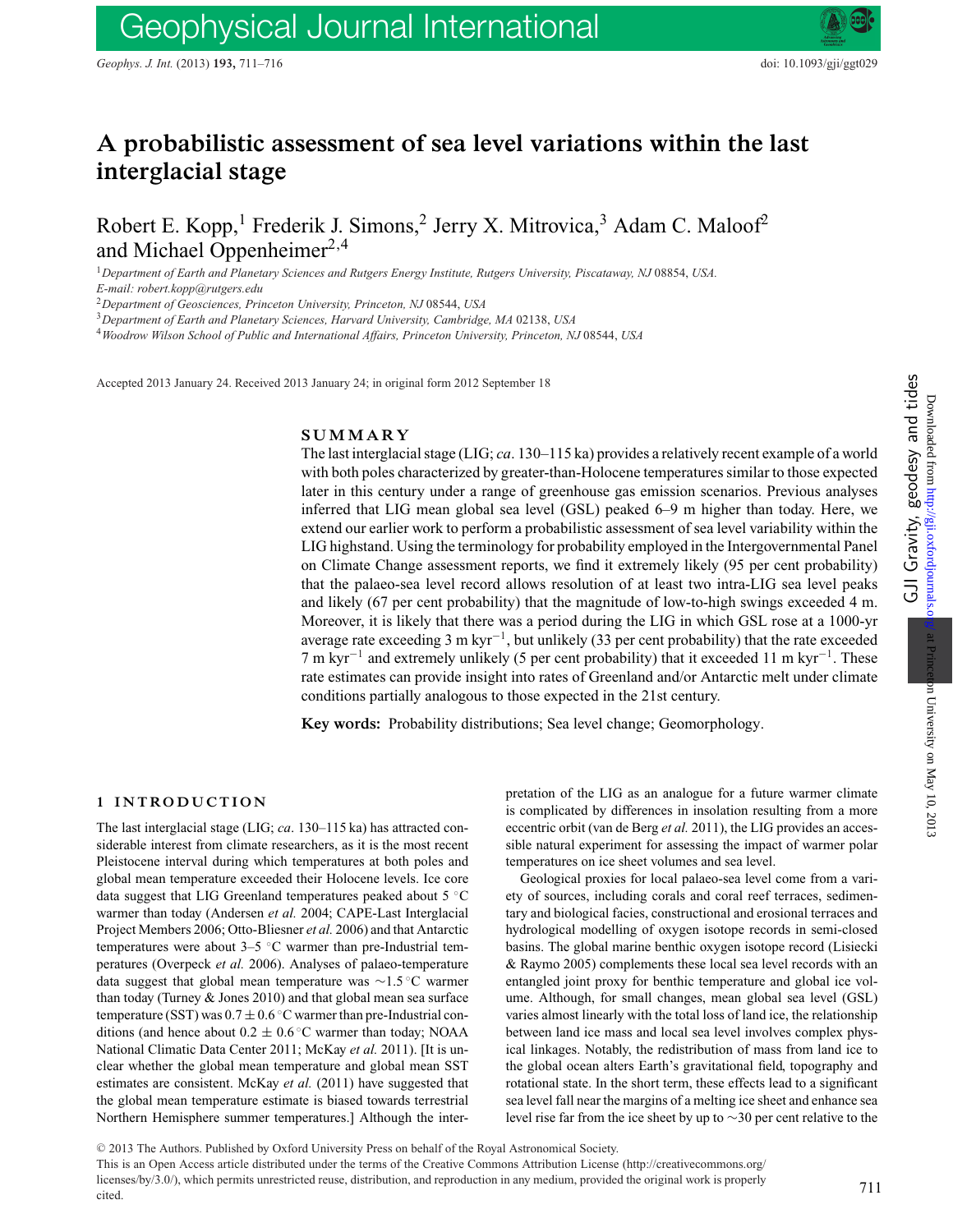# A probabilistic assessment of sea level variations within the last interglacial stage

Robert E. Kopp,[1] Frederik J. Simons,[2] Jerry X. Mitrovica,[3] Adam C. Maloof[2] and Michael Oppenheimer[2,4]

[1]*Department of Earth and Planetary Sciences and Rutgers Energy Institute, Rutgers University, Piscataway, NJ 08854, USA. E-mail: robert.kopp@rutgers.edu*

[2]*Department of Geosciences, Princeton University, Princeton, NJ 08544, USA*

[3]*Department of Earth and Planetary Sciences, Harvard University, Cambridge, MA 02138, USA*

[4]*Woodrow Wilson School of Public and International Affairs, Princeton University, Princeton, NJ 08544, USA*

Accepted 2013 January 24. Received 2013 January 24; in original form 2012 September 18

## SUMMARY

The last interglacial stage (LIG; *ca*. 130–115 ka) provides a relatively recent example of a world with both poles characterized by greater-than-Holocene temperatures similar to those expected later in this century under a range of greenhouse gas emission scenarios. Previous analyses inferred that LIG mean global sea level (GSL) peaked 6–9 m higher than today. Here, we extend our earlier work to perform a probabilistic assessment of sea level variability within the LIG highstand. Using the terminology for probability employed in the Intergovernmental Panel on Climate Change assessment reports, we find it extremely likely (95 per cent probability) that the palaeo-sea level record allows resolution of at least two intra-LIG sea level peaks and likely (67 per cent probability) that the magnitude of low-to-high swings exceeded 4 m. Moreover, it is likely that there was a period during the LIG in which GSL rose at a 1000-yr average rate exceeding 3 m $\mathrm{kyr}^{-1}$, but unlikely (33 per cent probability) that the rate exceeded 7 m $\mathrm{kyr}^{-1}$ and extremely unlikely (5 per cent probability) that it exceeded 11 m $\mathrm{kyr}^{-1}$. These rate estimates can provide insight into rates of Greenland and/or Antarctic melt under climate conditions partially analogous to those expected in the 21st century.

**Key words:** Probability distributions; Sea level change; Geomorphology.

## 1 INTRODUCTION

The last interglacial stage (LIG; *ca*. 130–115 ka) has attracted considerable interest from climate researchers, as it is the most recent Pleistocene interval during which temperatures at both poles and global mean temperature exceeded their Holocene levels. Ice core data suggest that LIG Greenland temperatures peaked about 5 °C warmer than today (Andersen *et al.* 2004; CAPE-Last Interglacial Project Members 2006; Otto-Bliesner *et al.* 2006) and that Antarctic temperatures were about 3–5 °C warmer than pre-Industrial temperatures (Overpeck *et al.* 2006). Analyses of palaeo-temperature data suggest that global mean temperature was ∼1.5 °C warmer than today (Turney & Jones 2010) and that global mean sea surface temperature (SST) was $0.7 \pm 0.6$ °C warmer than pre-Industrial conditions (and hence about $0.2 \pm 0.6$ °C warmer than today; NOAA National Climatic Data Center 2011; McKay *et al.* 2011). [It is unclear whether the global mean temperature and global mean SST estimates are consistent. McKay *et al.* (2011) have suggested that the global mean temperature estimate is biased towards terrestrial Northern Hemisphere summer temperatures.] Although the interpretation of the LIG as an analogue for a future warmer climate is complicated by differences in insolation resulting from a more eccentric orbit (van de Berg *et al.* 2011), the LIG provides an accessible natural experiment for assessing the impact of warmer polar temperatures on ice sheet volumes and sea level.

Geological proxies for local palaeo-sea level come from a variety of sources, including corals and coral reef terraces, sedimentary and biological facies, constructional and erosional terraces and hydrological modelling of oxygen isotope records in semi-closed basins. The global marine benthic oxygen isotope record (Lisiecki & Raymo 2005) complements these local sea level records with an entangled joint proxy for benthic temperature and global ice volume. Although, for small changes, mean global sea level (GSL) varies almost linearly with the total loss of land ice, the relationship between land ice mass and local sea level involves complex physical linkages. Notably, the redistribution of mass from land ice to the global ocean alters Earth's gravitational field, topography and rotational state. In the short term, these effects lead to a significant sea level fall near the margins of a melting ice sheet and enhance sea level rise far from the ice sheet by up to ∼30 per cent relative to the

© 2013 The Authors. Published by Oxford University Press on behalf of the Royal Astronomical Society.
This is an Open Access article distributed under the terms of the Creative Commons Attribution License (http://creativecommons.org/licenses/by/3.0/), which permits unrestricted reuse, distribution, and reproduction in any medium, provided the original work is properly cited.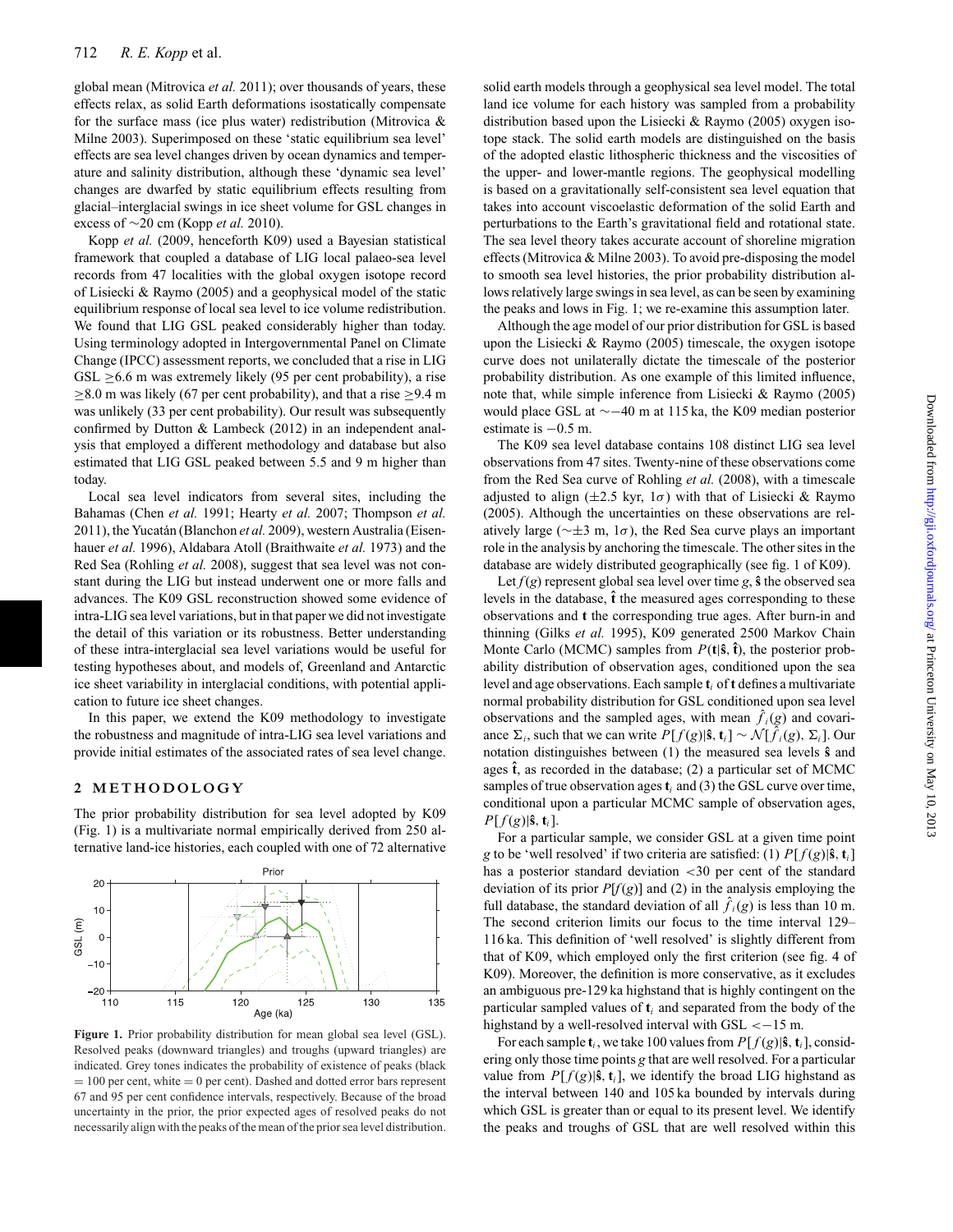global mean (Mitrovica *et al.* 2011); over thousands of years, these effects relax, as solid Earth deformations isostatically compensate for the surface mass (ice plus water) redistribution (Mitrovica & Milne 2003). Superimposed on these 'static equilibrium sea level' effects are sea level changes driven by ocean dynamics and temperature and salinity distribution, although these 'dynamic sea level' changes are dwarfed by static equilibrium effects resulting from glacial–interglacial swings in ice sheet volume for GSL changes in excess of ∼20 cm (Kopp *et al.* 2010).

Kopp *et al.* (2009, henceforth K09) used a Bayesian statistical framework that coupled a database of LIG local palaeo-sea level records from 47 localities with the global oxygen isotope record of Lisiecki & Raymo (2005) and a geophysical model of the static equilibrium response of local sea level to ice volume redistribution. We found that LIG GSL peaked considerably higher than today. Using terminology adopted in Intergovernmental Panel on Climate Change (IPCC) assessment reports, we concluded that a rise in LIG GSL ≥6.6 m was extremely likely (95 per cent probability), a rise ≥8.0 m was likely (67 per cent probability), and that a rise ≥9.4 m was unlikely (33 per cent probability). Our result was subsequently confirmed by Dutton & Lambeck (2012) in an independent analysis that employed a different methodology and database but also estimated that LIG GSL peaked between 5.5 and 9 m higher than today.

Local sea level indicators from several sites, including the Bahamas (Chen *et al.* 1991; Hearty *et al.* 2007; Thompson *et al.* 2011), the Yucatán (Blanchon *et al.* 2009), western Australia (Eisenhauer *et al.* 1996), Aldabara Atoll (Braithwaite *et al.* 1973) and the Red Sea (Rohling *et al.* 2008), suggest that sea level was not constant during the LIG but instead underwent one or more falls and advances. The K09 GSL reconstruction showed some evidence of intra-LIG sea level variations, but in that paper we did not investigate the detail of this variation or its robustness. Better understanding of these intra-interglacial sea level variations would be useful for testing hypotheses about, and models of, Greenland and Antarctic ice sheet variability in interglacial conditions, with potential application to future ice sheet changes.

In this paper, we extend the K09 methodology to investigate the robustness and magnitude of intra-LIG sea level variations and provide initial estimates of the associated rates of sea level change.

## 2 METHODOLOGY

The prior probability distribution for sea level adopted by K09 (Fig. 1) is a multivariate normal empirically derived from 250 alternative land-ice histories, each coupled with one of 72 alternative solid earth models through a geophysical sea level model. The total land ice volume for each history was sampled from a probability distribution based upon the Lisiecki & Raymo (2005) oxygen isotope stack. The solid earth models are distinguished on the basis of the adopted elastic lithospheric thickness and the viscosities of the upper- and lower-mantle regions. The geophysical modelling is based on a gravitationally self-consistent sea level equation that takes into account viscoelastic deformation of the solid Earth and perturbations to the Earth's gravitational field and rotational state. The sea level theory takes accurate account of shoreline migration effects (Mitrovica & Milne 2003). To avoid pre-disposing the model to smooth sea level histories, the prior probability distribution allows relatively large swings in sea level, as can be seen by examining the peaks and lows in Fig. 1; we re-examine this assumption later.

**Figure 1.** Prior probability distribution for mean global sea level (GSL). Resolved peaks (downward triangles) and troughs (upward triangles) are indicated. Grey tones indicates the probability of existence of peaks (black = 100 per cent, white = 0 per cent). Dashed and dotted error bars represent 67 and 95 per cent confidence intervals, respectively. Because of the broad uncertainty in the prior, the prior expected ages of resolved peaks do not necessarily align with the peaks of the mean of the prior sea level distribution.

Although the age model of our prior distribution for GSL is based upon the Lisiecki & Raymo (2005) timescale, the oxygen isotope curve does not unilaterally dictate the timescale of the posterior probability distribution. As one example of this limited influence, note that, while simple inference from Lisiecki & Raymo (2005) would place GSL at ∼−40 m at 115 ka, the K09 median posterior estimate is −0.5 m.

The K09 sea level database contains 108 distinct LIG sea level observations from 47 sites. Twenty-nine of these observations come from the Red Sea curve of Rohling *et al.* (2008), with a timescale adjusted to align (±2.5 kyr, 1$\sigma$) with that of Lisiecki & Raymo (2005). Although the uncertainties on these observations are relatively large (∼±3 m, 1$\sigma$), the Red Sea curve plays an important role in the analysis by anchoring the timescale. The other sites in the database are widely distributed geographically (see fig. 1 of K09).

Let $f(g)$ represent global sea level over time $g$, $\hat{\mathbf{s}}$ the observed sea levels in the database, $\hat{\mathbf{t}}$ the measured ages corresponding to these observations and $\mathbf{t}$ the corresponding true ages. After burn-in and thinning (Gilks *et al.* 1995), K09 generated 2500 Markov Chain Monte Carlo (MCMC) samples from $P(\mathbf{t}|\hat{\mathbf{s}}, \hat{\mathbf{t}})$, the posterior probability distribution of observation ages, conditioned upon the sea level and age observations. Each sample $\mathbf{t}_i$ of $\mathbf{t}$ defines a multivariate normal probability distribution for GSL conditioned upon sea level observations and the sampled ages, with mean $\hat{f}_i(g)$ and covariance $\Sigma_i$, such that we can write $P[f(g)|\hat{\mathbf{s}}, \mathbf{t}_i] \sim \mathcal{N}[\hat{f}_i(g), \Sigma_i]$. Our notation distinguishes between (1) the measured sea levels $\hat{\mathbf{s}}$ and ages $\hat{\mathbf{t}}$, as recorded in the database; (2) a particular set of MCMC samples of true observation ages $\mathbf{t}_i$ and (3) the GSL curve over time, conditional upon a particular MCMC sample of observation ages, $P[f(g)|\hat{\mathbf{s}}, \mathbf{t}_i]$.

For a particular sample, we consider GSL at a given time point $g$ to be 'well resolved' if two criteria are satisfied: (1) $P[f(g)|\hat{\mathbf{s}}, \mathbf{t}_i]$ has a posterior standard deviation <30 per cent of the standard deviation of its prior $P[f(g)]$ and (2) in the analysis employing the full database, the standard deviation of all $\hat{f}_i(g)$ is less than 10 m. The second criterion limits our focus to the time interval 129–116 ka. This definition of 'well resolved' is slightly different from that of K09, which employed only the first criterion (see fig. 4 of K09). Moreover, the definition is more conservative, as it excludes an ambiguous pre-129 ka highstand that is highly contingent on the particular sampled values of $\mathbf{t}_i$ and separated from the body of the highstand by a well-resolved interval with GSL < −15 m.

For each sample $\mathbf{t}_i$, we take 100 values from $P[f(g)|\hat{\mathbf{s}}, \mathbf{t}_i]$, considering only those time points $g$ that are well resolved. For a particular value from $P[f(g)|\hat{\mathbf{s}}, \mathbf{t}_i]$, we identify the broad LIG highstand as the interval between 140 and 105 ka bounded by intervals during which GSL is greater than or equal to its present level. We identify the peaks and troughs of GSL that are well resolved within this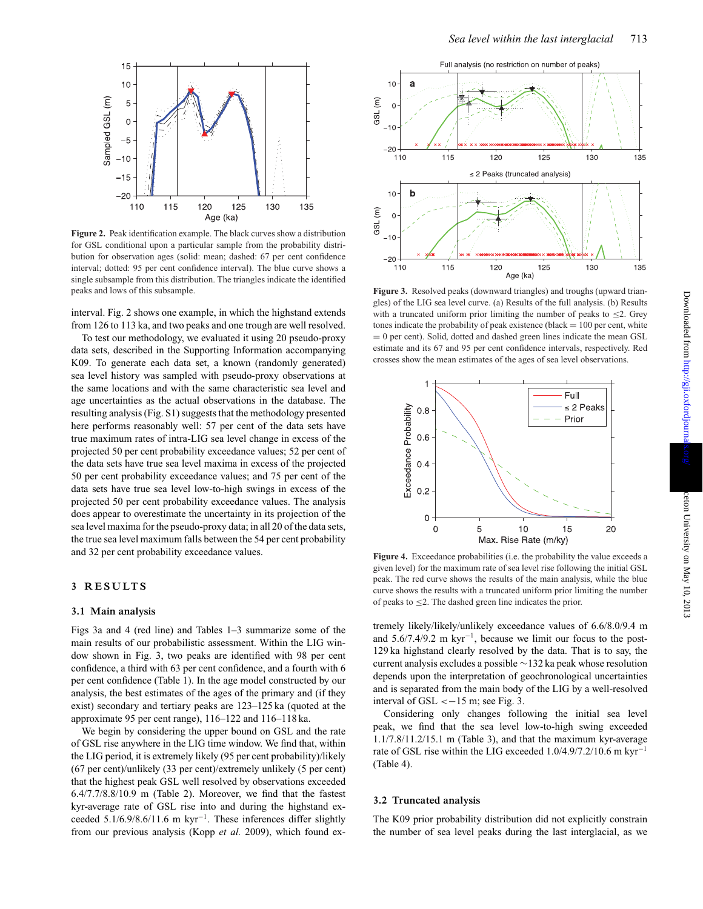Figure 2. Peak identification example. The black curves show a distribution for GSL conditional upon a particular sample from the probability distribution for observation ages (solid: mean; dashed: 67 per cent confidence interval; dotted: 95 per cent confidence interval). The blue curve shows a single subsample from this distribution. The triangles indicate the identified peaks and lows of this subsample.

interval. Fig. 2 shows one example, in which the highstand extends from 126 to 113 ka, and two peaks and one trough are well resolved.

To test our methodology, we evaluated it using 20 pseudo-proxy data sets, described in the Supporting Information accompanying K09. To generate each data set, a known (randomly generated) sea level history was sampled with pseudo-proxy observations at the same locations and with the same characteristic sea level and age uncertainties as the actual observations in the database. The resulting analysis (Fig. S1) suggests that the methodology presented here performs reasonably well: 57 per cent of the data sets have true maximum rates of intra-LIG sea level change in excess of the projected 50 per cent probability exceedance values; 52 per cent of the data sets have true sea level maxima in excess of the projected 50 per cent probability exceedance values; and 75 per cent of the data sets have true sea level low-to-high swings in excess of the projected 50 per cent probability exceedance values. The analysis does appear to overestimate the uncertainty in its projection of the sea level maxima for the pseudo-proxy data; in all 20 of the data sets, the true sea level maximum falls between the 54 per cent probability and 32 per cent probability exceedance values.

## 3 RESULTS

### 3.1 Main analysis

Figs 3a and 4 (red line) and Tables 1–3 summarize some of the main results of our probabilistic assessment. Within the LIG window shown in Fig. 3, two peaks are identified with 98 per cent confidence, a third with 63 per cent confidence, and a fourth with 6 per cent confidence (Table 1). In the age model constructed by our analysis, the best estimates of the ages of the primary and (if they exist) secondary and tertiary peaks are 123–125 ka (quoted at the approximate 95 per cent range), 116–122 and 116–118 ka.

We begin by considering the upper bound on GSL and the rate of GSL rise anywhere in the LIG time window. We find that, within the LIG period, it is extremely likely (95 per cent probability)/likely (67 per cent)/unlikely (33 per cent)/extremely unlikely (5 per cent) that the highest peak GSL well resolved by observations exceeded 6.4/7.7/8.8/10.9 m (Table 2). Moreover, we find that the fastest kyr-average rate of GSL rise into and during the highstand exceeded 5.1/6.9/8.6/11.6 m kyr$^{-1}$. These inferences differ slightly from our previous analysis (Kopp *et al.* 2009), which found extremely likely/likely/unlikely exceedance values of 6.6/8.0/9.4 m and 5.6/7.4/9.2 m kyr$^{-1}$, because we limit our focus to the post-129 ka highstand clearly resolved by the data. That is to say, the current analysis excludes a possible ~132 ka peak whose resolution depends upon the interpretation of geochronological uncertainties and is separated from the main body of the LIG by a well-resolved interval of GSL < −15 m; see Fig. 3.

Considering only changes following the initial sea level peak, we find that the sea level low-to-high swing exceeded 1.1/7.8/11.2/15.1 m (Table 3), and that the maximum kyr-average rate of GSL rise within the LIG exceeded 1.0/4.9/7.2/10.6 m kyr$^{-1}$ (Table 4).

Figure 3. Resolved peaks (downward triangles) and troughs (upward triangles) of the LIG sea level curve. (a) Results of the full analysis. (b) Results with a truncated uniform prior limiting the number of peaks to ≤2. Grey tones indicate the probability of peak existence (black = 100 per cent, white = 0 per cent). Solid, dotted and dashed green lines indicate the mean GSL estimate and its 67 and 95 per cent confidence intervals, respectively. Red crosses show the mean estimates of the ages of sea level observations.

Figure 4. Exceedance probabilities (i.e. the probability the value exceeds a given level) for the maximum rate of sea level rise following the initial GSL peak. The red curve shows the results of the main analysis, while the blue curve shows the results with a truncated uniform prior limiting the number of peaks to ≤2. The dashed green line indicates the prior.

### 3.2 Truncated analysis

The K09 prior probability distribution did not explicitly constrain the number of sea level peaks during the last interglacial, as we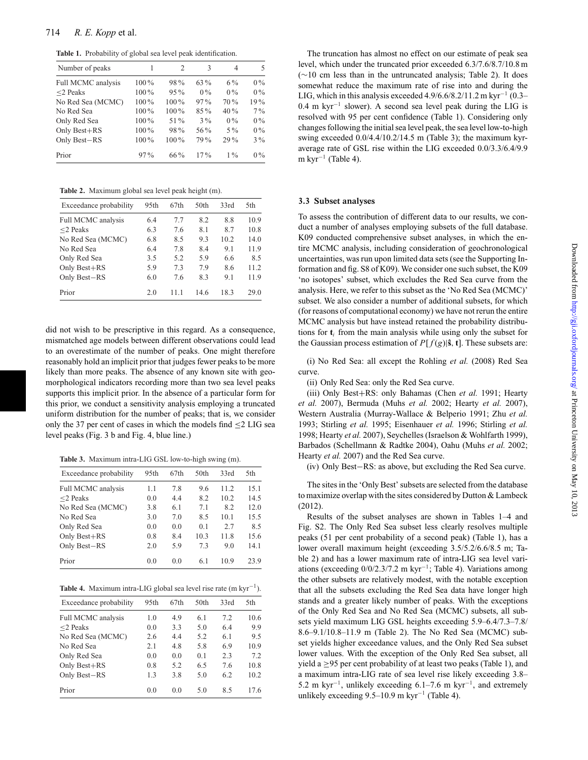**Table 1.** Probability of global sea level peak identification.

| Number of peaks | 1 | 2 | 3 | 4 | 5 |
|---|---|---|---|---|---|
| Full MCMC analysis | 100 % | 98 % | 63 % | 6 % | 0 % |
| ≤2 Peaks | 100 % | 95 % | 0 % | 0 % | 0 % |
| No Red Sea (MCMC) | 100 % | 100 % | 97 % | 70 % | 19 % |
| No Red Sea | 100 % | 100 % | 85 % | 40 % | 7 % |
| Only Red Sea | 100 % | 51 % | 3 % | 0 % | 0 % |
| Only Best+RS | 100 % | 98 % | 56 % | 5 % | 0 % |
| Only Best−RS | 100 % | 100 % | 79 % | 29 % | 3 % |
| Prior | 97 % | 66 % | 17 % | 1 % | 0 % |

**Table 2.** Maximum global sea level peak height (m).

| Exceedance probability | 95th | 67th | 50th | 33rd | 5th |
|---|---|---|---|---|---|
| Full MCMC analysis | 6.4 | 7.7 | 8.2 | 8.8 | 10.9 |
| ≤2 Peaks | 6.3 | 7.6 | 8.1 | 8.7 | 10.8 |
| No Red Sea (MCMC) | 6.8 | 8.5 | 9.3 | 10.2 | 14.0 |
| No Red Sea | 6.4 | 7.8 | 8.4 | 9.1 | 11.9 |
| Only Red Sea | 3.5 | 5.2 | 5.9 | 6.6 | 8.5 |
| Only Best+RS | 5.9 | 7.3 | 7.9 | 8.6 | 11.2 |
| Only Best−RS | 6.0 | 7.6 | 8.3 | 9.1 | 11.9 |
| Prior | 2.0 | 11.1 | 14.6 | 18.3 | 29.0 |

did not wish to be prescriptive in this regard. As a consequence, mismatched age models between different observations could lead to an overestimate of the number of peaks. One might therefore reasonably hold an implicit prior that judges fewer peaks to be more likely than more peaks. The absence of any known site with geomorphological indicators recording more than two sea level peaks supports this implicit prior. In the absence of a particular form for this prior, we conduct a sensitivity analysis employing a truncated uniform distribution for the number of peaks; that is, we consider only the 37 per cent of cases in which the models find ≤2 LIG sea level peaks (Fig. 3 b and Fig. 4, blue line.)

**Table 3.** Maximum intra-LIG GSL low-to-high swing (m).

| Exceedance probability | 95th | 67th | 50th | 33rd | 5th |
|---|---|---|---|---|---|
| Full MCMC analysis | 1.1 | 7.8 | 9.6 | 11.2 | 15.1 |
| ≤2 Peaks | 0.0 | 4.4 | 8.2 | 10.2 | 14.5 |
| No Red Sea (MCMC) | 3.8 | 6.1 | 7.1 | 8.2 | 12.0 |
| No Red Sea | 3.0 | 7.0 | 8.5 | 10.1 | 15.5 |
| Only Red Sea | 0.0 | 0.0 | 0.1 | 2.7 | 8.5 |
| Only Best+RS | 0.8 | 8.4 | 10.3 | 11.8 | 15.6 |
| Only Best−RS | 2.0 | 5.9 | 7.3 | 9.0 | 14.1 |
| Prior | 0.0 | 0.0 | 6.1 | 10.9 | 23.9 |

**Table 4.** Maximum intra-LIG global sea level rise rate (m $\mathrm{kyr}^{-1}$).

| Exceedance probability | 95th | 67th | 50th | 33rd | 5th |
|---|---|---|---|---|---|
| Full MCMC analysis | 1.0 | 4.9 | 6.1 | 7.2 | 10.6 |
| ≤2 Peaks | 0.0 | 3.3 | 5.0 | 6.4 | 9.9 |
| No Red Sea (MCMC) | 2.6 | 4.4 | 5.2 | 6.1 | 9.5 |
| No Red Sea | 2.1 | 4.8 | 5.8 | 6.9 | 10.9 |
| Only Red Sea | 0.0 | 0.0 | 0.1 | 2.3 | 7.2 |
| Only Best+RS | 0.8 | 5.2 | 6.5 | 7.6 | 10.8 |
| Only Best−RS | 1.3 | 3.8 | 5.0 | 6.2 | 10.2 |
| Prior | 0.0 | 0.0 | 5.0 | 8.5 | 17.6 |

The truncation has almost no effect on our estimate of peak sea level, which under the truncated prior exceeded 6.3/7.6/8.7/10.8 m (∼10 cm less than in the untruncated analysis; Table 2). It does somewhat reduce the maximum rate of rise into and during the LIG, which in this analysis exceeded 4.9/6.6/8.2/11.2 m $\mathrm{kyr}^{-1}$ (0.3–0.4 m $\mathrm{kyr}^{-1}$ slower). A second sea level peak during the LIG is resolved with 95 per cent confidence (Table 1). Considering only changes following the initial sea level peak, the sea level low-to-high swing exceeded 0.0/4.4/10.2/14.5 m (Table 3); the maximum kyr-average rate of GSL rise within the LIG exceeded 0.0/3.3/6.4/9.9 m $\mathrm{kyr}^{-1}$ (Table 4).

### 3.3 Subset analyses

To assess the contribution of different data to our results, we conduct a number of analyses employing subsets of the full database. K09 conducted comprehensive subset analyses, in which the entire MCMC analysis, including consideration of geochronological uncertainties, was run upon limited data sets (see the Supporting Information and fig. S8 of K09). We consider one such subset, the K09 'no isotopes' subset, which excludes the Red Sea curve from the analysis. Here, we refer to this subset as the 'No Red Sea (MCMC)' subset. We also consider a number of additional subsets, for which (for reasons of computational economy) we have not rerun the entire MCMC analysis but have instead retained the probability distributions for $\mathbf{t}_i$ from the main analysis while using only the subset for the Gaussian process estimation of $P[f(g)|\hat{\mathbf{s}}, \mathbf{t}]$. These subsets are:

(i) No Red Sea: all except the Rohling *et al.* (2008) Red Sea curve.

(ii) Only Red Sea: only the Red Sea curve.

(iii) Only Best+RS: only Bahamas (Chen *et al.* 1991; Hearty *et al.* 2007), Bermuda (Muhs *et al.* 2002; Hearty *et al.* 2007), Western Australia (Murray-Wallace & Belperio 1991; Zhu *et al.* 1993; Stirling *et al.* 1995; Eisenhauer *et al.* 1996; Stirling *et al.* 1998; Hearty *et al.* 2007), Seychelles (Israelson & Wohlfarth 1999), Barbados (Schellmann & Radtke 2004), Oahu (Muhs *et al.* 2002; Hearty *et al.* 2007) and the Red Sea curve.

(iv) Only Best−RS: as above, but excluding the Red Sea curve.

The sites in the 'Only Best' subsets are selected from the database to maximize overlap with the sites considered by Dutton & Lambeck (2012).

Results of the subset analyses are shown in Tables 1–4 and Fig. S2. The Only Red Sea subset less clearly resolves multiple peaks (51 per cent probability of a second peak) (Table 1), has a lower overall maximum height (exceeding 3.5/5.2/6.6/8.5 m; Table 2) and has a lower maximum rate of intra-LIG sea level variations (exceeding 0/0/2.3/7.2 m $\mathrm{kyr}^{-1}$; Table 4). Variations among the other subsets are relatively modest, with the notable exception that all the subsets excluding the Red Sea data have longer high stands and a greater likely number of peaks. With the exceptions of the Only Red Sea and No Red Sea (MCMC) subsets, all subsets yield maximum LIG GSL heights exceeding 5.9–6.4/7.3–7.8/8.6–9.1/10.8–11.9 m (Table 2). The No Red Sea (MCMC) subset yields higher exceedance values, and the Only Red Sea subset lower values. With the exception of the Only Red Sea subset, all yield a ≥95 per cent probability of at least two peaks (Table 1), and a maximum intra-LIG rate of sea level rise likely exceeding 3.8–5.2 m $\mathrm{kyr}^{-1}$, unlikely exceeding 6.1–7.6 m $\mathrm{kyr}^{-1}$, and extremely unlikely exceeding 9.5–10.9 m $\mathrm{kyr}^{-1}$ (Table 4).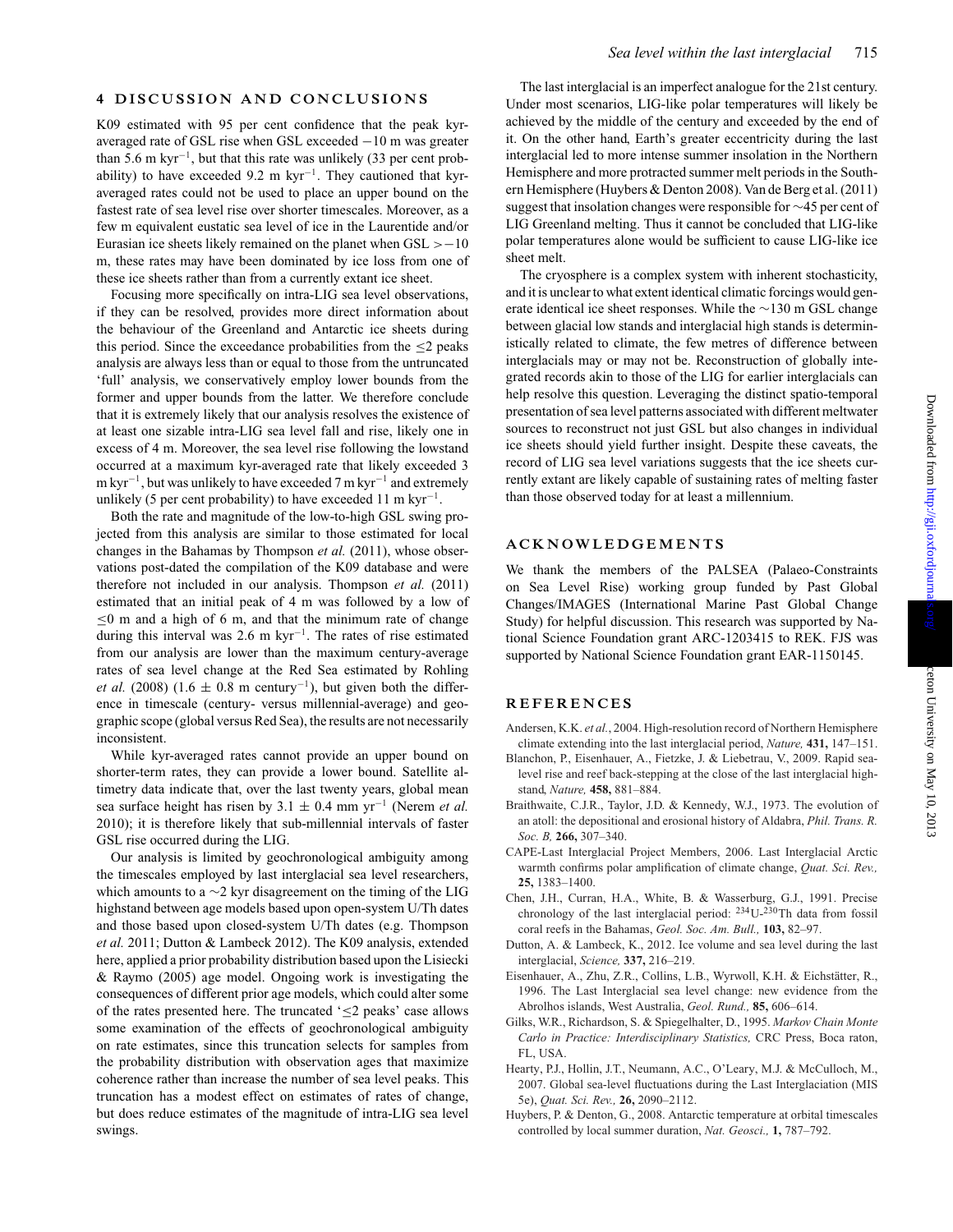## 4 DISCUSSION AND CONCLUSIONS

K09 estimated with 95 per cent confidence that the peak kyr-averaged rate of GSL rise when GSL exceeded −10 m was greater than 5.6 m $\text{kyr}^{-1}$, but that this rate was unlikely (33 per cent probability) to have exceeded 9.2 m $\text{kyr}^{-1}$. They cautioned that kyr-averaged rates could not be used to place an upper bound on the fastest rate of sea level rise over shorter timescales. Moreover, as a few m equivalent eustatic sea level of ice in the Laurentide and/or Eurasian ice sheets likely remained on the planet when GSL > −10 m, these rates may have been dominated by ice loss from one of these ice sheets rather than from a currently extant ice sheet.

Focusing more specifically on intra-LIG sea level observations, if they can be resolved, provides more direct information about the behaviour of the Greenland and Antarctic ice sheets during this period. Since the exceedance probabilities from the ≤2 peaks analysis are always less than or equal to those from the untruncated 'full' analysis, we conservatively employ lower bounds from the former and upper bounds from the latter. We therefore conclude that it is extremely likely that our analysis resolves the existence of at least one sizable intra-LIG sea level fall and rise, likely one in excess of 4 m. Moreover, the sea level rise following the lowstand occurred at a maximum kyr-averaged rate that likely exceeded 3 m $\text{kyr}^{-1}$, but was unlikely to have exceeded 7 m $\text{kyr}^{-1}$ and extremely unlikely (5 per cent probability) to have exceeded 11 m $\text{kyr}^{-1}$.

Both the rate and magnitude of the low-to-high GSL swing projected from this analysis are similar to those estimated for local changes in the Bahamas by Thompson *et al.* (2011), whose observations post-dated the compilation of the K09 database and were therefore not included in our analysis. Thompson *et al.* (2011) estimated that an initial peak of 4 m was followed by a low of ≤0 m and a high of 6 m, and that the minimum rate of change during this interval was 2.6 m $\text{kyr}^{-1}$. The rates of rise estimated from our analysis are lower than the maximum century-average rates of sea level change at the Red Sea estimated by Rohling *et al.* (2008) (1.6 ± 0.8 m $\text{century}^{-1}$), but given both the difference in timescale (century- versus millennial-average) and geographic scope (global versus Red Sea), the results are not necessarily inconsistent.

While kyr-averaged rates cannot provide an upper bound on shorter-term rates, they can provide a lower bound. Satellite altimetry data indicate that, over the last twenty years, global mean sea surface height has risen by 3.1 ± 0.4 mm $\text{yr}^{-1}$ (Nerem *et al.* 2010); it is therefore likely that sub-millennial intervals of faster GSL rise occurred during the LIG.

Our analysis is limited by geochronological ambiguity among the timescales employed by last interglacial sea level researchers, which amounts to a ∼2 kyr disagreement on the timing of the LIG highstand between age models based upon open-system U/Th dates and those based upon closed-system U/Th dates (e.g. Thompson *et al.* 2011; Dutton & Lambeck 2012). The K09 analysis, extended here, applied a prior probability distribution based upon the Lisiecki & Raymo (2005) age model. Ongoing work is investigating the consequences of different prior age models, which could alter some of the rates presented here. The truncated '≤2 peaks' case allows some examination of the effects of geochronological ambiguity on rate estimates, since this truncation selects for samples from the probability distribution with observation ages that maximize coherence rather than increase the number of sea level peaks. This truncation has a modest effect on estimates of rates of change, but does reduce estimates of the magnitude of intra-LIG sea level swings.

The last interglacial is an imperfect analogue for the 21st century. Under most scenarios, LIG-like polar temperatures will likely be achieved by the middle of the century and exceeded by the end of it. On the other hand, Earth's greater eccentricity during the last interglacial led to more intense summer insolation in the Northern Hemisphere and more protracted summer melt periods in the Southern Hemisphere (Huybers & Denton 2008). Van de Berg et al. (2011) suggest that insolation changes were responsible for ∼45 per cent of LIG Greenland melting. Thus it cannot be concluded that LIG-like polar temperatures alone would be sufficient to cause LIG-like ice sheet melt.

The cryosphere is a complex system with inherent stochasticity, and it is unclear to what extent identical climatic forcings would generate identical ice sheet responses. While the ∼130 m GSL change between glacial low stands and interglacial high stands is deterministically related to climate, the few metres of difference between interglacials may or may not be. Reconstruction of globally integrated records akin to those of the LIG for earlier interglacials can help resolve this question. Leveraging the distinct spatio-temporal presentation of sea level patterns associated with different meltwater sources to reconstruct not just GSL but also changes in individual ice sheets should yield further insight. Despite these caveats, the record of LIG sea level variations suggests that the ice sheets currently extant are likely capable of sustaining rates of melting faster than those observed today for at least a millennium.

## ACKNOWLEDGEMENTS

We thank the members of the PALSEA (Palaeo-Constraints on Sea Level Rise) working group funded by Past Global Changes/IMAGES (International Marine Past Global Change Study) for helpful discussion. This research was supported by National Science Foundation grant ARC-1203415 to REK. FJS was supported by National Science Foundation grant EAR-1150145.

## REFERENCES

Andersen, K.K. *et al.*, 2004. High-resolution record of Northern Hemisphere climate extending into the last interglacial period, *Nature,* **431,** 147–151.

Blanchon, P., Eisenhauer, A., Fietzke, J. & Liebetrau, V., 2009. Rapid sea-level rise and reef back-stepping at the close of the last interglacial highstand, *Nature,* **458,** 881–884.

Braithwaite, C.J.R., Taylor, J.D. & Kennedy, W.J., 1973. The evolution of an atoll: the depositional and erosional history of Aldabra, *Phil. Trans. R. Soc. B,* **266,** 307–340.

CAPE-Last Interglacial Project Members, 2006. Last Interglacial Arctic warmth confirms polar amplification of climate change, *Quat. Sci. Rev.,* **25,** 1383–1400.

Chen, J.H., Curran, H.A., White, B. & Wasserburg, G.J., 1991. Precise chronology of the last interglacial period: $^{234}$U-$^{230}$Th data from fossil coral reefs in the Bahamas, *Geol. Soc. Am. Bull.,* **103,** 82–97.

Dutton, A. & Lambeck, K., 2012. Ice volume and sea level during the last interglacial, *Science,* **337,** 216–219.

Eisenhauer, A., Zhu, Z.R., Collins, L.B., Wyrwoll, K.H. & Eichstätter, R., 1996. The Last Interglacial sea level change: new evidence from the Abrolhos islands, West Australia, *Geol. Rund.,* **85,** 606–614.

Gilks, W.R., Richardson, S. & Spiegelhalter, D., 1995. *Markov Chain Monte Carlo in Practice: Interdisciplinary Statistics,* CRC Press, Boca raton, FL, USA.

Hearty, P.J., Hollin, J.T., Neumann, A.C., O'Leary, M.J. & McCulloch, M., 2007. Global sea-level fluctuations during the Last Interglaciation (MIS 5e), *Quat. Sci. Rev.,* **26,** 2090–2112.

Huybers, P. & Denton, G., 2008. Antarctic temperature at orbital timescales controlled by local summer duration, *Nat. Geosci.,* **1,** 787–792.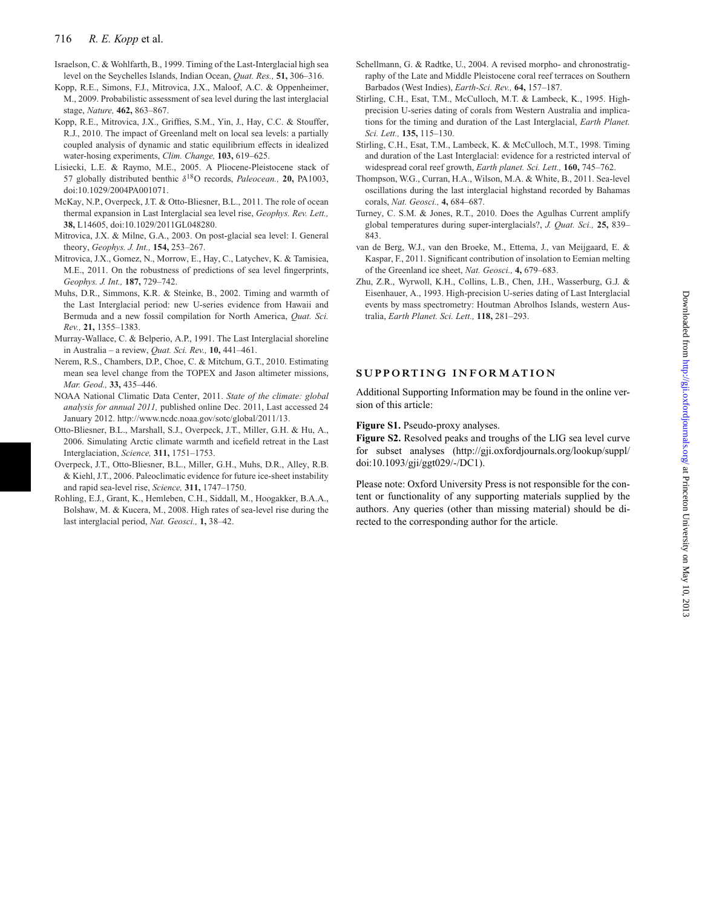Israelson, C. & Wohlfarth, B., 1999. Timing of the Last-Interglacial high sea level on the Seychelles Islands, Indian Ocean, *Quat. Res.,* **51,** 306–316.

Kopp, R.E., Simons, F.J., Mitrovica, J.X., Maloof, A.C. & Oppenheimer, M., 2009. Probabilistic assessment of sea level during the last interglacial stage, *Nature,* **462,** 863–867.

Kopp, R.E., Mitrovica, J.X., Griffies, S.M., Yin, J., Hay, C.C. & Stouffer, R.J., 2010. The impact of Greenland melt on local sea levels: a partially coupled analysis of dynamic and static equilibrium effects in idealized water-hosing experiments, *Clim. Change,* **103,** 619–625.

Lisiecki, L.E. & Raymo, M.E., 2005. A Pliocene-Pleistocene stack of 57 globally distributed benthic $\delta^{18}$O records, *Paleocean.,* **20,** PA1003, doi:10.1029/2004PA001071.

McKay, N.P., Overpeck, J.T. & Otto-Bliesner, B.L., 2011. The role of ocean thermal expansion in Last Interglacial sea level rise, *Geophys. Rev. Lett.,* **38,** L14605, doi:10.1029/2011GL048280.

Mitrovica, J.X. & Milne, G.A., 2003. On post-glacial sea level: I. General theory, *Geophys. J. Int.,* **154,** 253–267.

Mitrovica, J.X., Gomez, N., Morrow, E., Hay, C., Latychev, K. & Tamisiea, M.E., 2011. On the robustness of predictions of sea level fingerprints, *Geophys. J. Int.,* **187,** 729–742.

Muhs, D.R., Simmons, K.R. & Steinke, B., 2002. Timing and warmth of the Last Interglacial period: new U-series evidence from Hawaii and Bermuda and a new fossil compilation for North America, *Quat. Sci. Rev.,* **21,** 1355–1383.

Murray-Wallace, C. & Belperio, A.P., 1991. The Last Interglacial shoreline in Australia – a review, *Quat. Sci. Rev.,* **10,** 441–461.

Nerem, R.S., Chambers, D.P., Choe, C. & Mitchum, G.T., 2010. Estimating mean sea level change from the TOPEX and Jason altimeter missions, *Mar. Geod.,* **33,** 435–446.

NOAA National Climatic Data Center, 2011. *State of the climate: global analysis for annual 2011,* published online Dec. 2011, Last accessed 24 January 2012. http://www.ncdc.noaa.gov/sotc/global/2011/13.

Otto-Bliesner, B.L., Marshall, S.J., Overpeck, J.T., Miller, G.H. & Hu, A., 2006. Simulating Arctic climate warmth and icefield retreat in the Last Interglaciation, *Science,* **311,** 1751–1753.

Overpeck, J.T., Otto-Bliesner, B.L., Miller, G.H., Muhs, D.R., Alley, R.B. & Kiehl, J.T., 2006. Paleoclimatic evidence for future ice-sheet instability and rapid sea-level rise, *Science,* **311,** 1747–1750.

Rohling, E.J., Grant, K., Hemleben, C.H., Siddall, M., Hoogakker, B.A.A., Bolshaw, M. & Kucera, M., 2008. High rates of sea-level rise during the last interglacial period, *Nat. Geosci.,* **1,** 38–42.

Schellmann, G. & Radtke, U., 2004. A revised morpho- and chronostratigraphy of the Late and Middle Pleistocene coral reef terraces on Southern Barbados (West Indies), *Earth-Sci. Rev.,* **64,** 157–187.

Stirling, C.H., Esat, T.M., McCulloch, M.T. & Lambeck, K., 1995. High-precision U-series dating of corals from Western Australia and implications for the timing and duration of the Last Interglacial, *Earth Planet. Sci. Lett.,* **135,** 115–130.

Stirling, C.H., Esat, T.M., Lambeck, K. & McCulloch, M.T., 1998. Timing and duration of the Last Interglacial: evidence for a restricted interval of widespread coral reef growth, *Earth planet. Sci. Lett.,* **160,** 745–762.

Thompson, W.G., Curran, H.A., Wilson, M.A. & White, B., 2011. Sea-level oscillations during the last interglacial highstand recorded by Bahamas corals, *Nat. Geosci.,* **4,** 684–687.

Turney, C. S.M. & Jones, R.T., 2010. Does the Agulhas Current amplify global temperatures during super-interglacials?, *J. Quat. Sci.,* **25,** 839–843.

van de Berg, W.J., van den Broeke, M., Ettema, J., van Meijgaard, E. & Kaspar, F., 2011. Significant contribution of insolation to Eemian melting of the Greenland ice sheet, *Nat. Geosci.,* **4,** 679–683.

Zhu, Z.R., Wyrwoll, K.H., Collins, L.B., Chen, J.H., Wasserburg, G.J. & Eisenhauer, A., 1993. High-precision U-series dating of Last Interglacial events by mass spectrometry: Houtman Abrolhos Islands, western Australia, *Earth Planet. Sci. Lett.,* **118,** 281–293.

## SUPPORTING INFORMATION

Additional Supporting Information may be found in the online version of this article:

**Figure S1.** Pseudo-proxy analyses.

**Figure S2.** Resolved peaks and troughs of the LIG sea level curve for subset analyses (http://gji.oxfordjournals.org/lookup/suppl/doi:10.1093/gji/ggt029/-/DC1).

Please note: Oxford University Press is not responsible for the content or functionality of any supporting materials supplied by the authors. Any queries (other than missing material) should be directed to the corresponding author for the article.